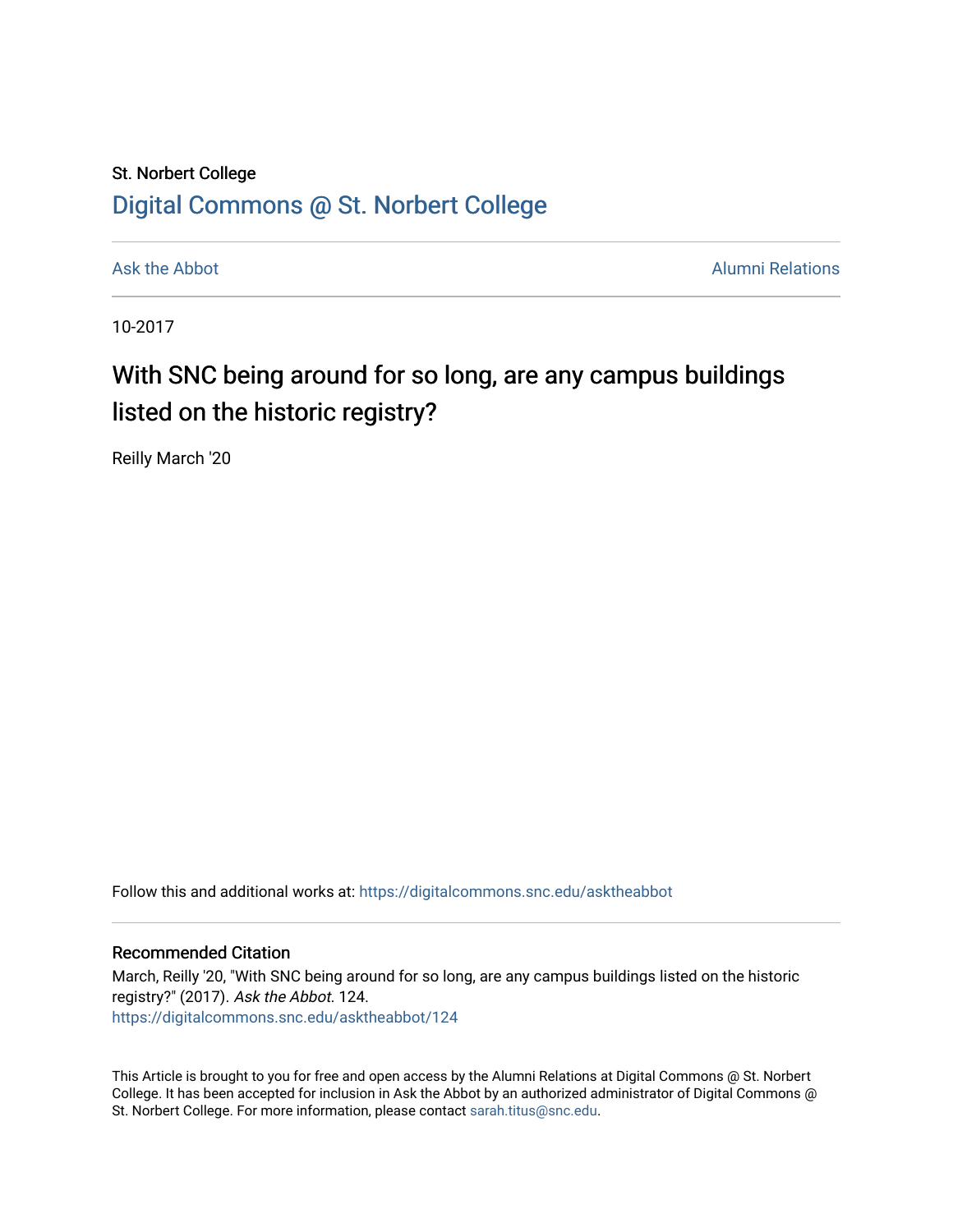St. Norbert College

## Digital Commons @ St. Norbert College

Ask the Abbot

Alumni Relations

10-2017

# With SNC being around for so long, are any campus buildings listed on the historic registry?

Reilly March '20

Follow this and additional works at: https://digitalcommons.snc.edu/asktheabbot

### Recommended Citation

March, Reilly '20, "With SNC being around for so long, are any campus buildings listed on the historic registry?" (2017). *Ask the Abbot*. 124.
https://digitalcommons.snc.edu/asktheabbot/124

This Article is brought to you for free and open access by the Alumni Relations at Digital Commons @ St. Norbert College. It has been accepted for inclusion in Ask the Abbot by an authorized administrator of Digital Commons @ St. Norbert College. For more information, please contact sarah.titus@snc.edu.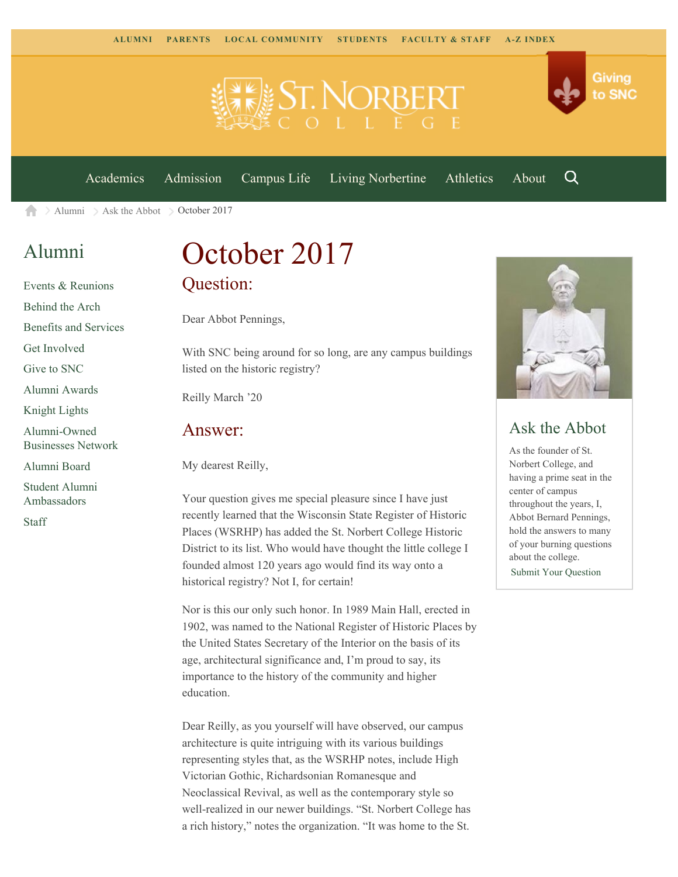ALUMNI PARENTS LOCAL COMMUNITY STUDENTS FACULTY & STAFF A-Z INDEX

Giving to SNC

Academics Admission Campus Life Living Norbertine Athletics About

Alumni > Ask the Abbot > October 2017

## Alumni

- Events & Reunions
- Behind the Arch
- Benefits and Services
- Get Involved
- Give to SNC
- Alumni Awards
- Knight Lights
- Alumni-Owned Businesses Network
- Alumni Board
- Student Alumni Ambassadors
- Staff

# October 2017

## Question:

Dear Abbot Pennings,

With SNC being around for so long, are any campus buildings listed on the historic registry?

Reilly March '20

## Answer:

My dearest Reilly,

Your question gives me special pleasure since I have just recently learned that the Wisconsin State Register of Historic Places (WSRHP) has added the St. Norbert College Historic District to its list. Who would have thought the little college I founded almost 120 years ago would find its way onto a historical registry? Not I, for certain!

Nor is this our only such honor. In 1989 Main Hall, erected in 1902, was named to the National Register of Historic Places by the United States Secretary of the Interior on the basis of its age, architectural significance and, I'm proud to say, its importance to the history of the community and higher education.

Dear Reilly, as you yourself will have observed, our campus architecture is quite intriguing with its various buildings representing styles that, as the WSRHP notes, include High Victorian Gothic, Richardsonian Romanesque and Neoclassical Revival, as well as the contemporary style so well-realized in our newer buildings. "St. Norbert College has a rich history," notes the organization. "It was home to the St.

## Ask the Abbot

As the founder of St. Norbert College, and having a prime seat in the center of campus throughout the years, I, Abbot Bernard Pennings, hold the answers to many of your burning questions about the college.

Submit Your Question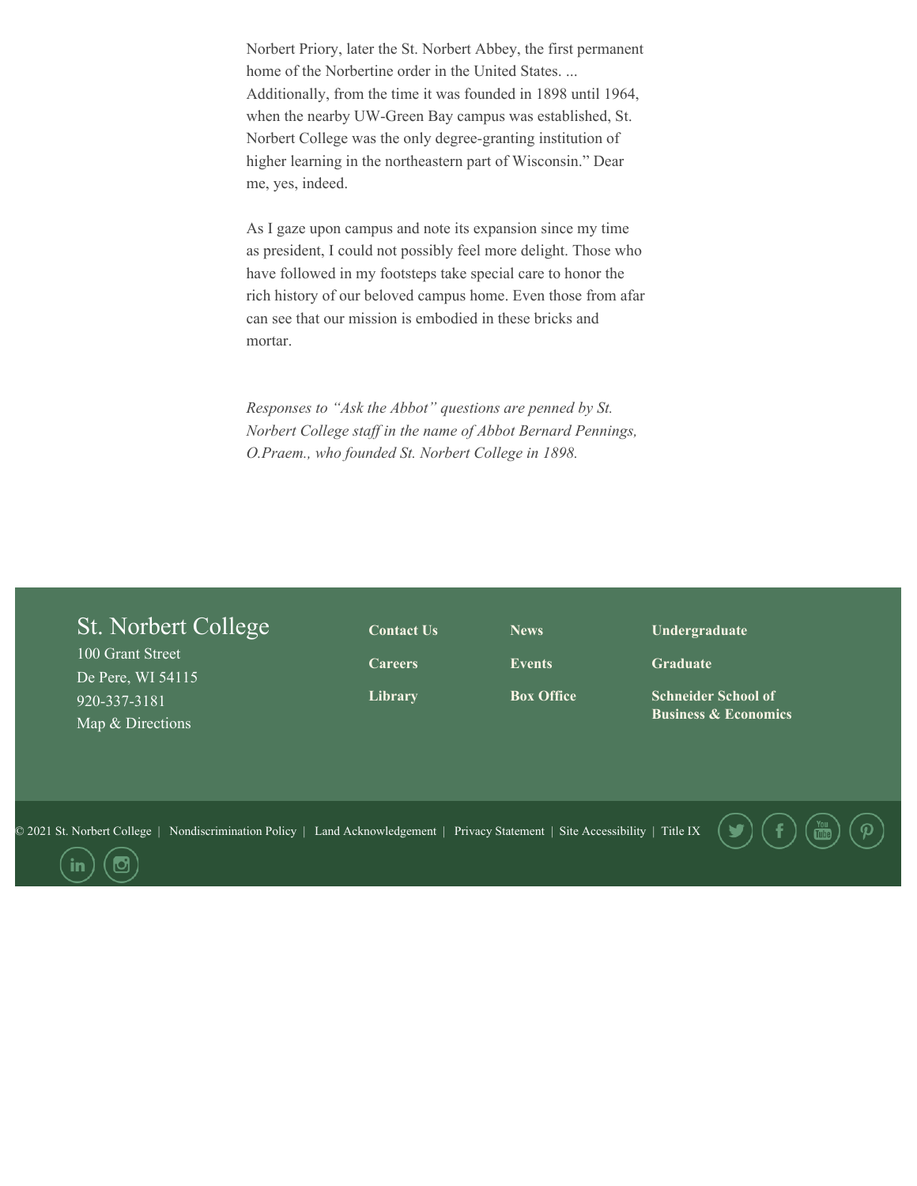Norbert Priory, later the St. Norbert Abbey, the first permanent home of the Norbertine order in the United States. ... Additionally, from the time it was founded in 1898 until 1964, when the nearby UW-Green Bay campus was established, St. Norbert College was the only degree-granting institution of higher learning in the northeastern part of Wisconsin." Dear me, yes, indeed.

As I gaze upon campus and note its expansion since my time as president, I could not possibly feel more delight. Those who have followed in my footsteps take special care to honor the rich history of our beloved campus home. Even those from afar can see that our mission is embodied in these bricks and mortar.

*Responses to "Ask the Abbot" questions are penned by St. Norbert College staff in the name of Abbot Bernard Pennings, O.Praem., who founded St. Norbert College in 1898.*

St. Norbert College
100 Grant Street
De Pere, WI 54115
920-337-3181
Map & Directions

**Contact Us**
**Careers**
**Library**

**News**
**Events**
**Box Office**

**Undergraduate**
**Graduate**
**Schneider School of Business & Economics**

© 2021 St. Norbert College | Nondiscrimination Policy | Land Acknowledgement | Privacy Statement | Site Accessibility | Title IX